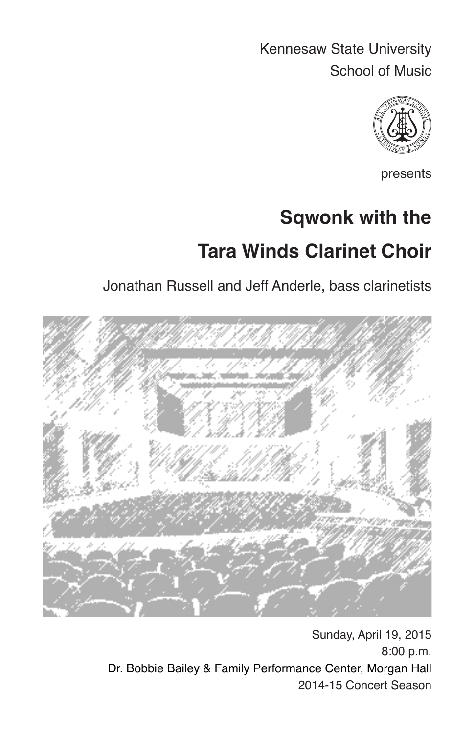Kennesaw State University

School of Music

presents

# Sqwonk with the

# Tara Winds Clarinet Choir

Jonathan Russell and Jeff Anderle, bass clarinetists

Sunday, April 19, 2015

8:00 p.m.

Dr. Bobbie Bailey & Family Performance Center, Morgan Hall

2014-15 Concert Season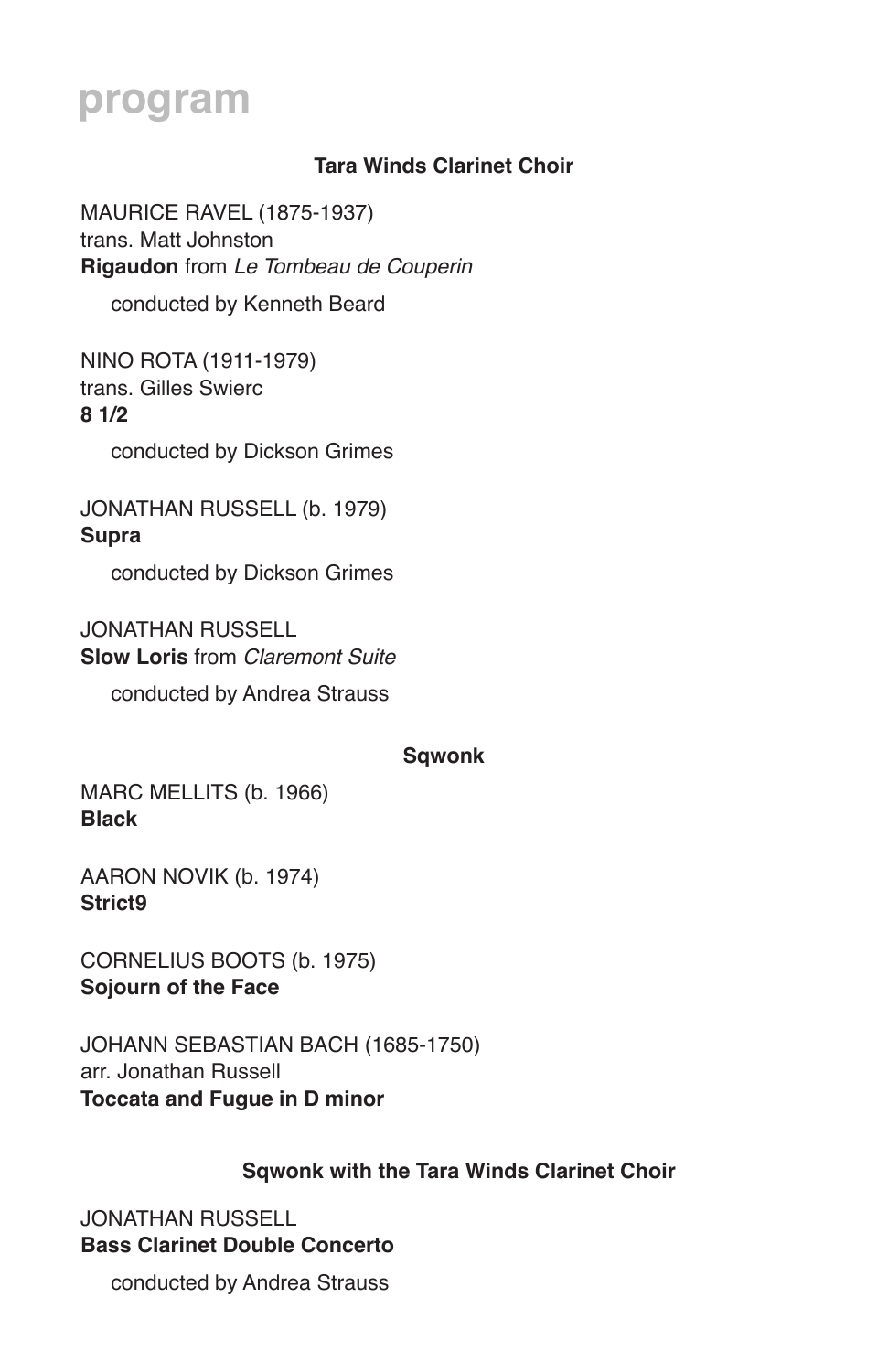# program

## Tara Winds Clarinet Choir

MAURICE RAVEL (1875-1937)
trans. Matt Johnston
**Rigaudon** from *Le Tombeau de Couperin*

conducted by Kenneth Beard

NINO ROTA (1911-1979)
trans. Gilles Swierc
**8 1/2**

conducted by Dickson Grimes

JONATHAN RUSSELL (b. 1979)
**Supra**

conducted by Dickson Grimes

JONATHAN RUSSELL
**Slow Loris** from *Claremont Suite*

conducted by Andrea Strauss

## Sqwonk

MARC MELLITS (b. 1966)
**Black**

AARON NOVIK (b. 1974)
**Strict9**

CORNELIUS BOOTS (b. 1975)
**Sojourn of the Face**

JOHANN SEBASTIAN BACH (1685-1750)
arr. Jonathan Russell
**Toccata and Fugue in D minor**

## Sqwonk with the Tara Winds Clarinet Choir

JONATHAN RUSSELL
**Bass Clarinet Double Concerto**

conducted by Andrea Strauss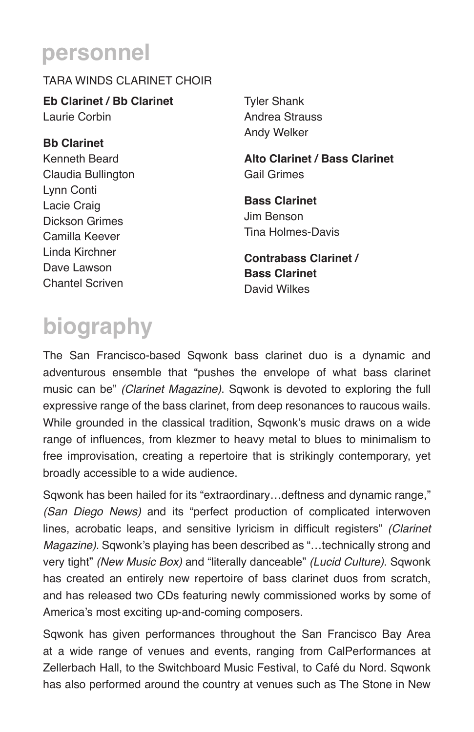# personnel

TARA WINDS CLARINET CHOIR

**Eb Clarinet / Bb Clarinet**
Laurie Corbin

**Bb Clarinet**
Kenneth Beard
Claudia Bullington
Lynn Conti
Lacie Craig
Dickson Grimes
Camilla Keever
Linda Kirchner
Dave Lawson
Chantel Scriven
Tyler Shank
Andrea Strauss
Andy Welker

**Alto Clarinet / Bass Clarinet**
Gail Grimes

**Bass Clarinet**
Jim Benson
Tina Holmes-Davis

**Contrabass Clarinet / Bass Clarinet**
David Wilkes

# biography

The San Francisco-based Sqwonk bass clarinet duo is a dynamic and adventurous ensemble that "pushes the envelope of what bass clarinet music can be" *(Clarinet Magazine)*. Sqwonk is devoted to exploring the full expressive range of the bass clarinet, from deep resonances to raucous wails. While grounded in the classical tradition, Sqwonk's music draws on a wide range of influences, from klezmer to heavy metal to blues to minimalism to free improvisation, creating a repertoire that is strikingly contemporary, yet broadly accessible to a wide audience.

Sqwonk has been hailed for its "extraordinary…deftness and dynamic range," *(San Diego News)* and its "perfect production of complicated interwoven lines, acrobatic leaps, and sensitive lyricism in difficult registers" *(Clarinet Magazine)*. Sqwonk's playing has been described as "…technically strong and very tight" *(New Music Box)* and "literally danceable" *(Lucid Culture)*. Sqwonk has created an entirely new repertoire of bass clarinet duos from scratch, and has released two CDs featuring newly commissioned works by some of America's most exciting up-and-coming composers.

Sqwonk has given performances throughout the San Francisco Bay Area at a wide range of venues and events, ranging from CalPerformances at Zellerbach Hall, to the Switchboard Music Festival, to Café du Nord. Sqwonk has also performed around the country at venues such as The Stone in New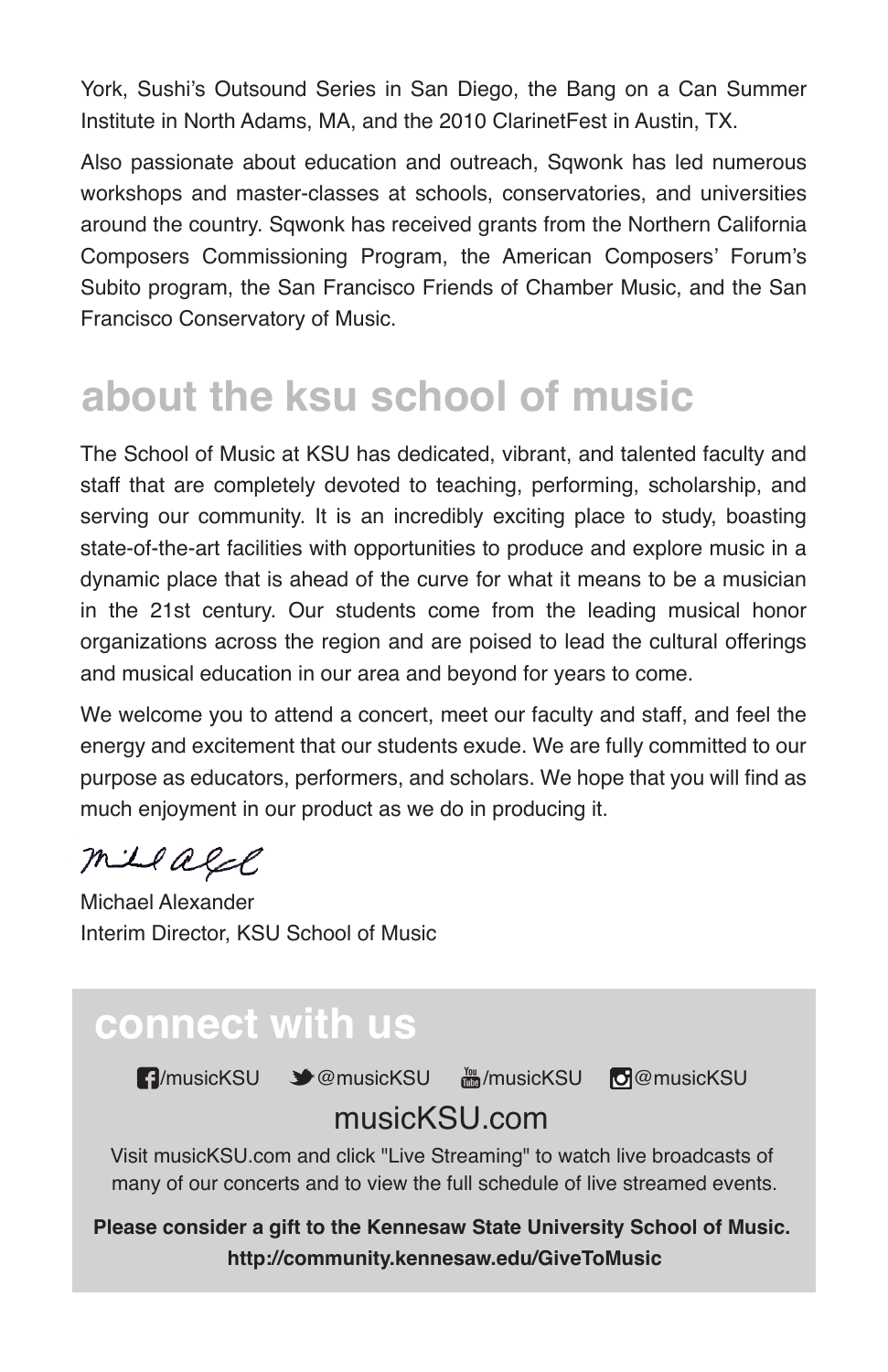York, Sushi's Outsound Series in San Diego, the Bang on a Can Summer Institute in North Adams, MA, and the 2010 ClarinetFest in Austin, TX.

Also passionate about education and outreach, Sqwonk has led numerous workshops and master-classes at schools, conservatories, and universities around the country. Sqwonk has received grants from the Northern California Composers Commissioning Program, the American Composers' Forum's Subito program, the San Francisco Friends of Chamber Music, and the San Francisco Conservatory of Music.

# about the ksu school of music

The School of Music at KSU has dedicated, vibrant, and talented faculty and staff that are completely devoted to teaching, performing, scholarship, and serving our community. It is an incredibly exciting place to study, boasting state-of-the-art facilities with opportunities to produce and explore music in a dynamic place that is ahead of the curve for what it means to be a musician in the 21st century. Our students come from the leading musical honor organizations across the region and are poised to lead the cultural offerings and musical education in our area and beyond for years to come.

We welcome you to attend a concert, meet our faculty and staff, and feel the energy and excitement that our students exude. We are fully committed to our purpose as educators, performers, and scholars. We hope that you will find as much enjoyment in our product as we do in producing it.

Michael Alexander
Interim Director, KSU School of Music

# connect with us

/musicKSU @musicKSU /musicKSU @musicKSU

musicKSU.com

Visit musicKSU.com and click "Live Streaming" to watch live broadcasts of many of our concerts and to view the full schedule of live streamed events.

**Please consider a gift to the Kennesaw State University School of Music.**
**http://community.kennesaw.edu/GiveToMusic**